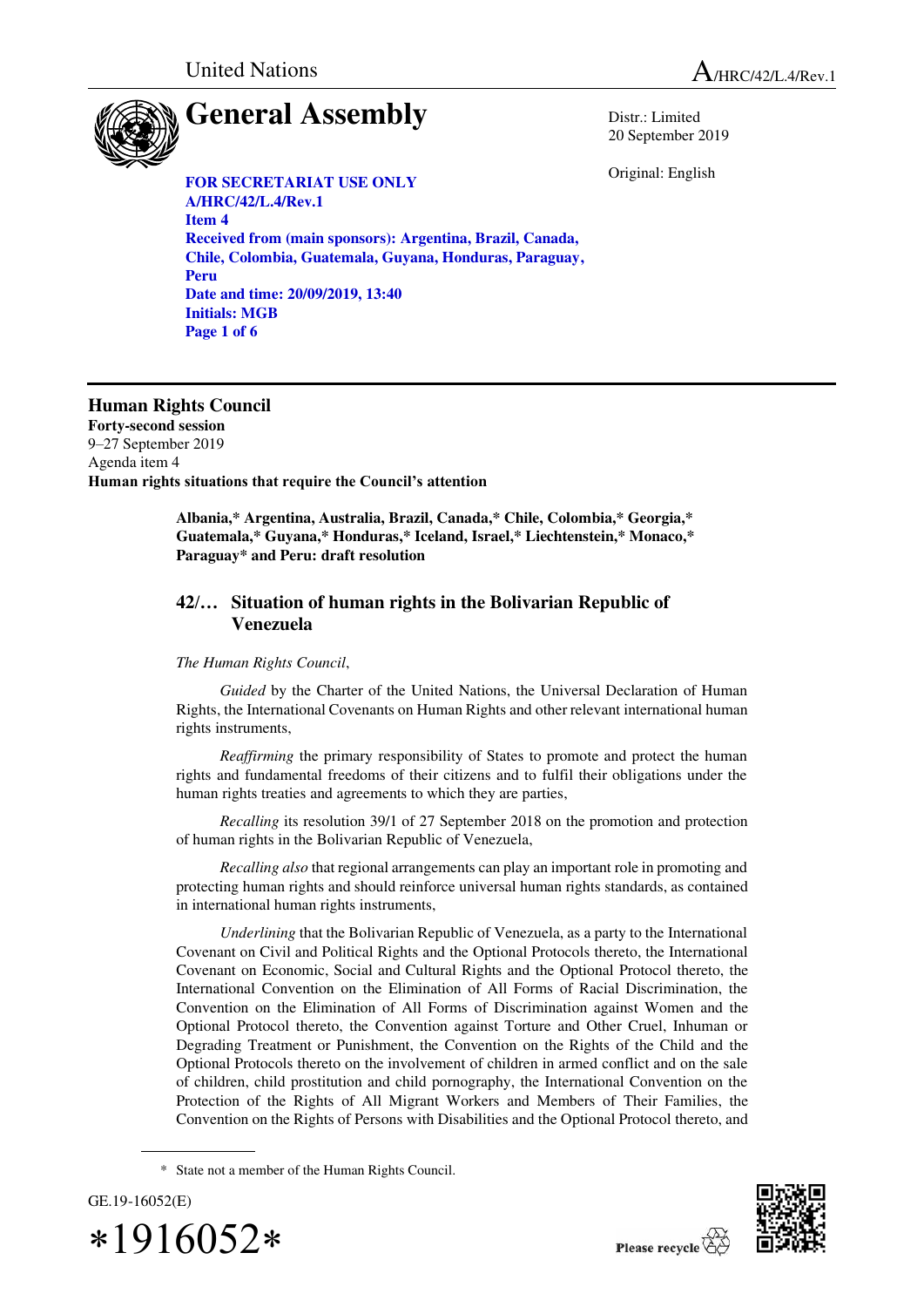United Nations

A/HRC/42/L.4/Rev.1

# General Assembly

Distr.: Limited
20 September 2019

Original: English

**FOR SECRETARIAT USE ONLY**
**A/HRC/42/L.4/Rev.1**
**Item 4**
**Received from (main sponsors): Argentina, Brazil, Canada, Chile, Colombia, Guatemala, Guyana, Honduras, Paraguay, Peru**
**Date and time: 20/09/2019, 13:40**
**Initials: MGB**
**Page 1 of 6**

## Human Rights Council

**Forty-second session**
9–27 September 2019
Agenda item 4
**Human rights situations that require the Council's attention**

**Albania,* Argentina, Australia, Brazil, Canada,* Chile, Colombia,* Georgia,* Guatemala,* Guyana,* Honduras,* Iceland, Israel,* Liechtenstein,* Monaco,* Paraguay* and Peru: draft resolution**

### 42/… Situation of human rights in the Bolivarian Republic of Venezuela

*The Human Rights Council*,

*Guided* by the Charter of the United Nations, the Universal Declaration of Human Rights, the International Covenants on Human Rights and other relevant international human rights instruments,

*Reaffirming* the primary responsibility of States to promote and protect the human rights and fundamental freedoms of their citizens and to fulfil their obligations under the human rights treaties and agreements to which they are parties,

*Recalling* its resolution 39/1 of 27 September 2018 on the promotion and protection of human rights in the Bolivarian Republic of Venezuela,

*Recalling also* that regional arrangements can play an important role in promoting and protecting human rights and should reinforce universal human rights standards, as contained in international human rights instruments,

*Underlining* that the Bolivarian Republic of Venezuela, as a party to the International Covenant on Civil and Political Rights and the Optional Protocols thereto, the International Covenant on Economic, Social and Cultural Rights and the Optional Protocol thereto, the International Convention on the Elimination of All Forms of Racial Discrimination, the Convention on the Elimination of All Forms of Discrimination against Women and the Optional Protocol thereto, the Convention against Torture and Other Cruel, Inhuman or Degrading Treatment or Punishment, the Convention on the Rights of the Child and the Optional Protocols thereto on the involvement of children in armed conflict and on the sale of children, child prostitution and child pornography, the International Convention on the Protection of the Rights of All Migrant Workers and Members of Their Families, the Convention on the Rights of Persons with Disabilities and the Optional Protocol thereto, and

* State not a member of the Human Rights Council.

GE.19-16052(E)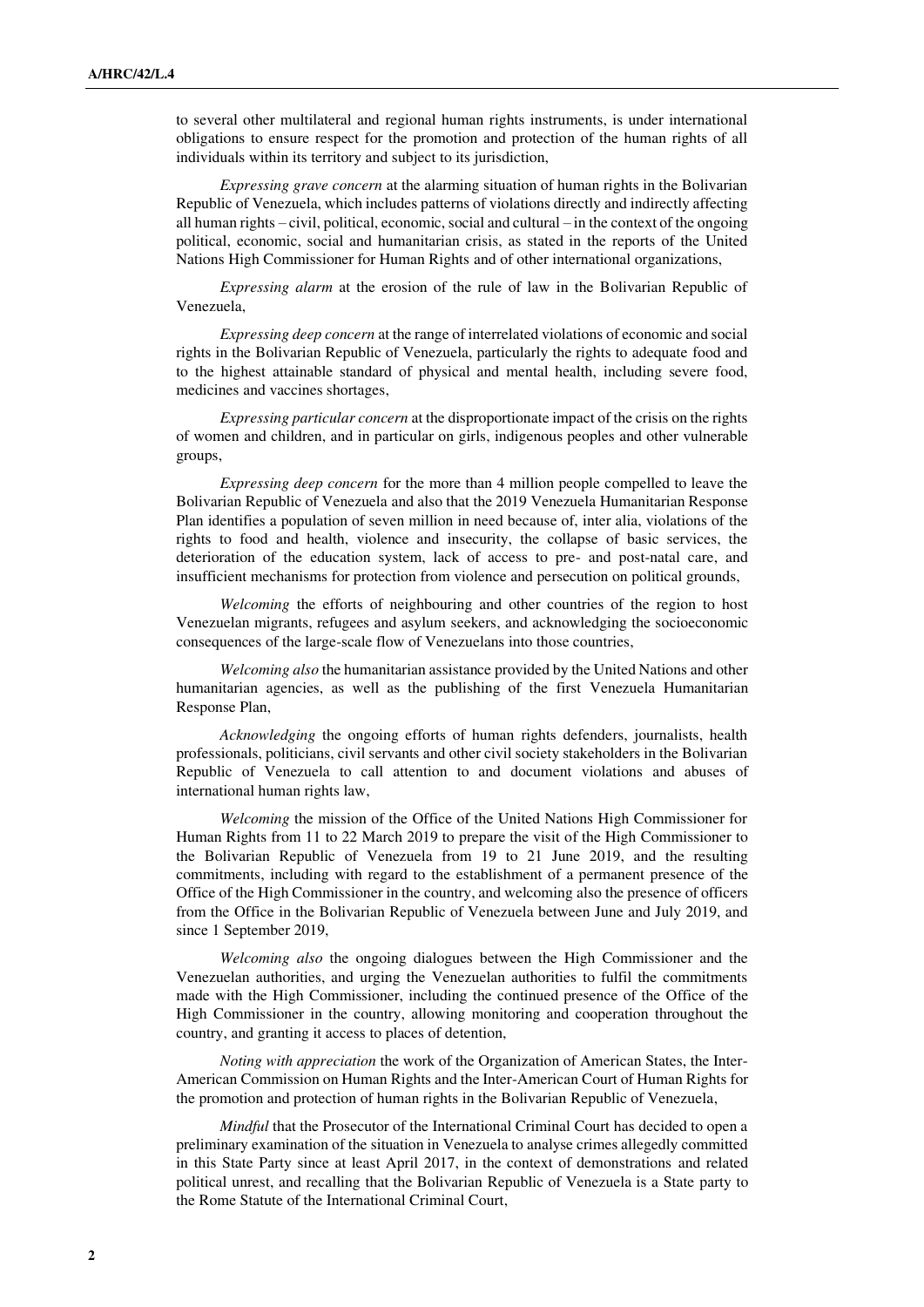to several other multilateral and regional human rights instruments, is under international obligations to ensure respect for the promotion and protection of the human rights of all individuals within its territory and subject to its jurisdiction,

*Expressing grave concern* at the alarming situation of human rights in the Bolivarian Republic of Venezuela, which includes patterns of violations directly and indirectly affecting all human rights – civil, political, economic, social and cultural – in the context of the ongoing political, economic, social and humanitarian crisis, as stated in the reports of the United Nations High Commissioner for Human Rights and of other international organizations,

*Expressing alarm* at the erosion of the rule of law in the Bolivarian Republic of Venezuela,

*Expressing deep concern* at the range of interrelated violations of economic and social rights in the Bolivarian Republic of Venezuela, particularly the rights to adequate food and to the highest attainable standard of physical and mental health, including severe food, medicines and vaccines shortages,

*Expressing particular concern* at the disproportionate impact of the crisis on the rights of women and children, and in particular on girls, indigenous peoples and other vulnerable groups,

*Expressing deep concern* for the more than 4 million people compelled to leave the Bolivarian Republic of Venezuela and also that the 2019 Venezuela Humanitarian Response Plan identifies a population of seven million in need because of, inter alia, violations of the rights to food and health, violence and insecurity, the collapse of basic services, the deterioration of the education system, lack of access to pre- and post-natal care, and insufficient mechanisms for protection from violence and persecution on political grounds,

*Welcoming* the efforts of neighbouring and other countries of the region to host Venezuelan migrants, refugees and asylum seekers, and acknowledging the socioeconomic consequences of the large-scale flow of Venezuelans into those countries,

*Welcoming also* the humanitarian assistance provided by the United Nations and other humanitarian agencies, as well as the publishing of the first Venezuela Humanitarian Response Plan,

*Acknowledging* the ongoing efforts of human rights defenders, journalists, health professionals, politicians, civil servants and other civil society stakeholders in the Bolivarian Republic of Venezuela to call attention to and document violations and abuses of international human rights law,

*Welcoming* the mission of the Office of the United Nations High Commissioner for Human Rights from 11 to 22 March 2019 to prepare the visit of the High Commissioner to the Bolivarian Republic of Venezuela from 19 to 21 June 2019, and the resulting commitments, including with regard to the establishment of a permanent presence of the Office of the High Commissioner in the country, and welcoming also the presence of officers from the Office in the Bolivarian Republic of Venezuela between June and July 2019, and since 1 September 2019,

*Welcoming also* the ongoing dialogues between the High Commissioner and the Venezuelan authorities, and urging the Venezuelan authorities to fulfil the commitments made with the High Commissioner, including the continued presence of the Office of the High Commissioner in the country, allowing monitoring and cooperation throughout the country, and granting it access to places of detention,

*Noting with appreciation* the work of the Organization of American States, the Inter-American Commission on Human Rights and the Inter-American Court of Human Rights for the promotion and protection of human rights in the Bolivarian Republic of Venezuela,

*Mindful* that the Prosecutor of the International Criminal Court has decided to open a preliminary examination of the situation in Venezuela to analyse crimes allegedly committed in this State Party since at least April 2017, in the context of demonstrations and related political unrest, and recalling that the Bolivarian Republic of Venezuela is a State party to the Rome Statute of the International Criminal Court,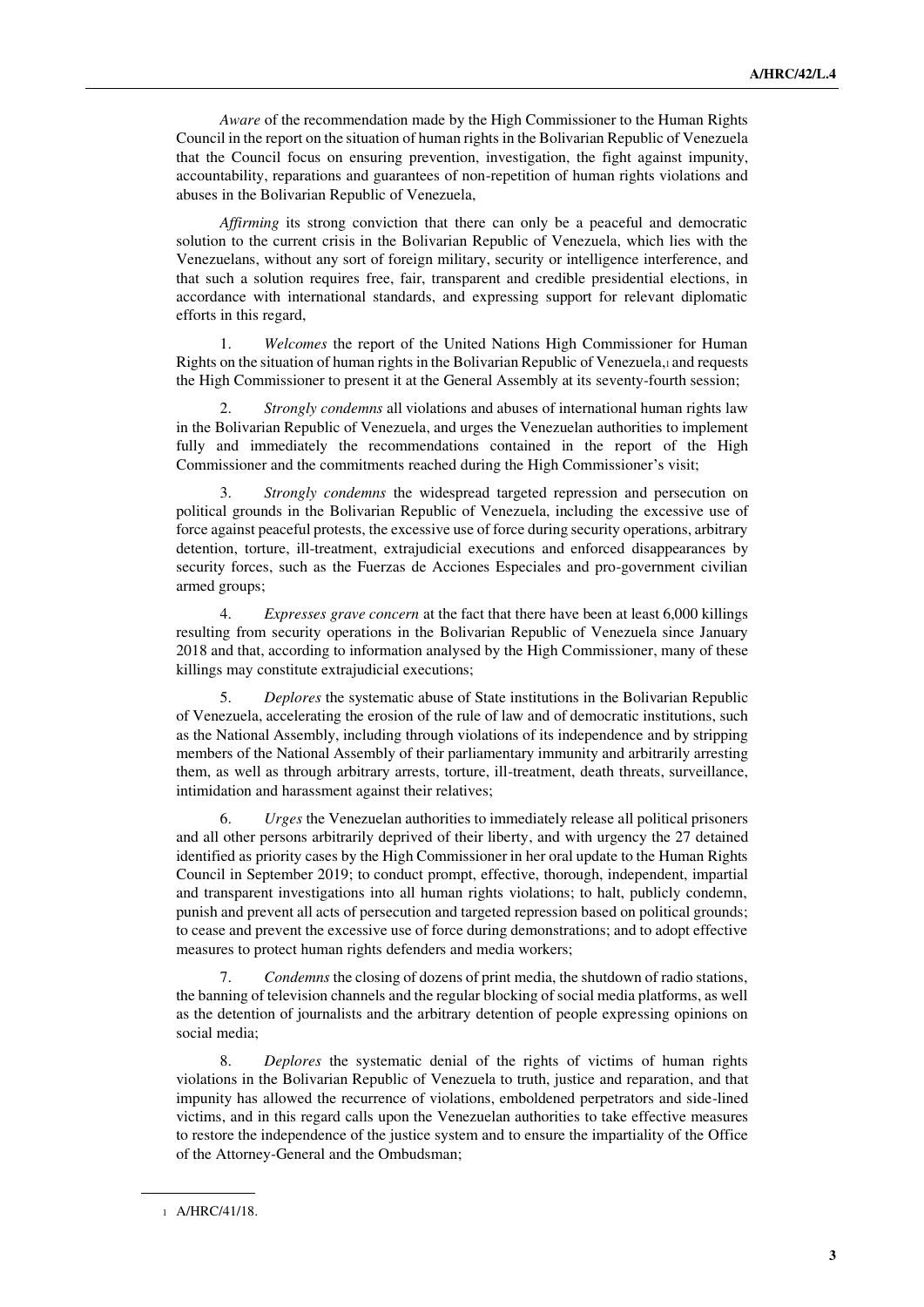*Aware* of the recommendation made by the High Commissioner to the Human Rights Council in the report on the situation of human rights in the Bolivarian Republic of Venezuela that the Council focus on ensuring prevention, investigation, the fight against impunity, accountability, reparations and guarantees of non-repetition of human rights violations and abuses in the Bolivarian Republic of Venezuela,

*Affirming* its strong conviction that there can only be a peaceful and democratic solution to the current crisis in the Bolivarian Republic of Venezuela, which lies with the Venezuelans, without any sort of foreign military, security or intelligence interference, and that such a solution requires free, fair, transparent and credible presidential elections, in accordance with international standards, and expressing support for relevant diplomatic efforts in this regard,

1. *Welcomes* the report of the United Nations High Commissioner for Human Rights on the situation of human rights in the Bolivarian Republic of Venezuela,[1] and requests the High Commissioner to present it at the General Assembly at its seventy-fourth session;

2. *Strongly condemns* all violations and abuses of international human rights law in the Bolivarian Republic of Venezuela, and urges the Venezuelan authorities to implement fully and immediately the recommendations contained in the report of the High Commissioner and the commitments reached during the High Commissioner's visit;

3. *Strongly condemns* the widespread targeted repression and persecution on political grounds in the Bolivarian Republic of Venezuela, including the excessive use of force against peaceful protests, the excessive use of force during security operations, arbitrary detention, torture, ill-treatment, extrajudicial executions and enforced disappearances by security forces, such as the Fuerzas de Acciones Especiales and pro-government civilian armed groups;

4. *Expresses grave concern* at the fact that there have been at least 6,000 killings resulting from security operations in the Bolivarian Republic of Venezuela since January 2018 and that, according to information analysed by the High Commissioner, many of these killings may constitute extrajudicial executions;

5. *Deplores* the systematic abuse of State institutions in the Bolivarian Republic of Venezuela, accelerating the erosion of the rule of law and of democratic institutions, such as the National Assembly, including through violations of its independence and by stripping members of the National Assembly of their parliamentary immunity and arbitrarily arresting them, as well as through arbitrary arrests, torture, ill-treatment, death threats, surveillance, intimidation and harassment against their relatives;

6. *Urges* the Venezuelan authorities to immediately release all political prisoners and all other persons arbitrarily deprived of their liberty, and with urgency the 27 detained identified as priority cases by the High Commissioner in her oral update to the Human Rights Council in September 2019; to conduct prompt, effective, thorough, independent, impartial and transparent investigations into all human rights violations; to halt, publicly condemn, punish and prevent all acts of persecution and targeted repression based on political grounds; to cease and prevent the excessive use of force during demonstrations; and to adopt effective measures to protect human rights defenders and media workers;

7. *Condemns* the closing of dozens of print media, the shutdown of radio stations, the banning of television channels and the regular blocking of social media platforms, as well as the detention of journalists and the arbitrary detention of people expressing opinions on social media;

8. *Deplores* the systematic denial of the rights of victims of human rights violations in the Bolivarian Republic of Venezuela to truth, justice and reparation, and that impunity has allowed the recurrence of violations, emboldened perpetrators and side-lined victims, and in this regard calls upon the Venezuelan authorities to take effective measures to restore the independence of the justice system and to ensure the impartiality of the Office of the Attorney-General and the Ombudsman;

---

[1] A/HRC/41/18.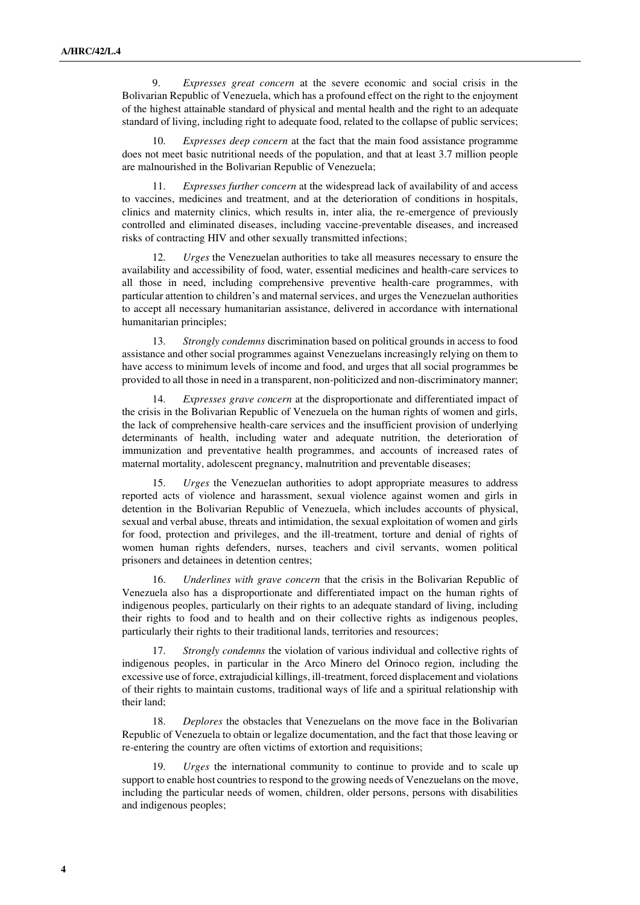9. *Expresses great concern* at the severe economic and social crisis in the Bolivarian Republic of Venezuela, which has a profound effect on the right to the enjoyment of the highest attainable standard of physical and mental health and the right to an adequate standard of living, including right to adequate food, related to the collapse of public services;

10. *Expresses deep concern* at the fact that the main food assistance programme does not meet basic nutritional needs of the population, and that at least 3.7 million people are malnourished in the Bolivarian Republic of Venezuela;

11. *Expresses further concern* at the widespread lack of availability of and access to vaccines, medicines and treatment, and at the deterioration of conditions in hospitals, clinics and maternity clinics, which results in, inter alia, the re-emergence of previously controlled and eliminated diseases, including vaccine-preventable diseases, and increased risks of contracting HIV and other sexually transmitted infections;

12. *Urges* the Venezuelan authorities to take all measures necessary to ensure the availability and accessibility of food, water, essential medicines and health-care services to all those in need, including comprehensive preventive health-care programmes, with particular attention to children's and maternal services, and urges the Venezuelan authorities to accept all necessary humanitarian assistance, delivered in accordance with international humanitarian principles;

13. *Strongly condemns* discrimination based on political grounds in access to food assistance and other social programmes against Venezuelans increasingly relying on them to have access to minimum levels of income and food, and urges that all social programmes be provided to all those in need in a transparent, non-politicized and non-discriminatory manner;

14. *Expresses grave concern* at the disproportionate and differentiated impact of the crisis in the Bolivarian Republic of Venezuela on the human rights of women and girls, the lack of comprehensive health-care services and the insufficient provision of underlying determinants of health, including water and adequate nutrition, the deterioration of immunization and preventative health programmes, and accounts of increased rates of maternal mortality, adolescent pregnancy, malnutrition and preventable diseases;

15. *Urges* the Venezuelan authorities to adopt appropriate measures to address reported acts of violence and harassment, sexual violence against women and girls in detention in the Bolivarian Republic of Venezuela, which includes accounts of physical, sexual and verbal abuse, threats and intimidation, the sexual exploitation of women and girls for food, protection and privileges, and the ill-treatment, torture and denial of rights of women human rights defenders, nurses, teachers and civil servants, women political prisoners and detainees in detention centres;

16. *Underlines with grave concern* that the crisis in the Bolivarian Republic of Venezuela also has a disproportionate and differentiated impact on the human rights of indigenous peoples, particularly on their rights to an adequate standard of living, including their rights to food and to health and on their collective rights as indigenous peoples, particularly their rights to their traditional lands, territories and resources;

17. *Strongly condemns* the violation of various individual and collective rights of indigenous peoples, in particular in the Arco Minero del Orinoco region, including the excessive use of force, extrajudicial killings, ill-treatment, forced displacement and violations of their rights to maintain customs, traditional ways of life and a spiritual relationship with their land;

18. *Deplores* the obstacles that Venezuelans on the move face in the Bolivarian Republic of Venezuela to obtain or legalize documentation, and the fact that those leaving or re-entering the country are often victims of extortion and requisitions;

19. *Urges* the international community to continue to provide and to scale up support to enable host countries to respond to the growing needs of Venezuelans on the move, including the particular needs of women, children, older persons, persons with disabilities and indigenous peoples;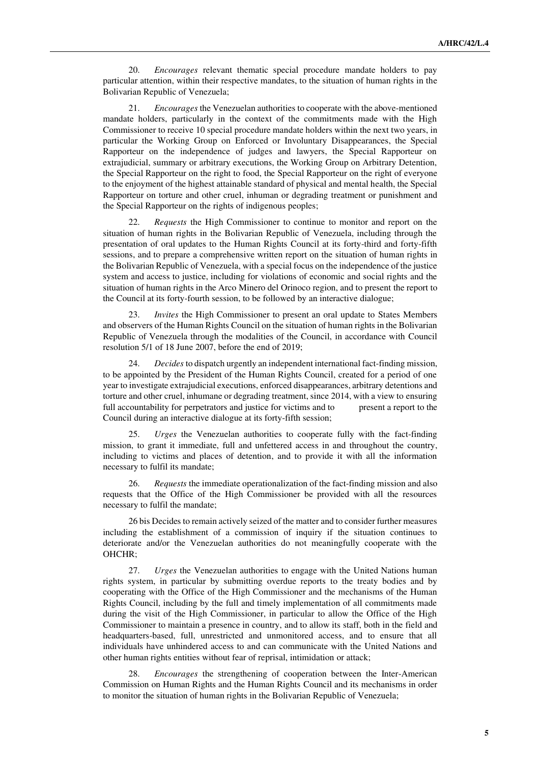20. *Encourages* relevant thematic special procedure mandate holders to pay particular attention, within their respective mandates, to the situation of human rights in the Bolivarian Republic of Venezuela;

21. *Encourages* the Venezuelan authorities to cooperate with the above-mentioned mandate holders, particularly in the context of the commitments made with the High Commissioner to receive 10 special procedure mandate holders within the next two years, in particular the Working Group on Enforced or Involuntary Disappearances, the Special Rapporteur on the independence of judges and lawyers, the Special Rapporteur on extrajudicial, summary or arbitrary executions, the Working Group on Arbitrary Detention, the Special Rapporteur on the right to food, the Special Rapporteur on the right of everyone to the enjoyment of the highest attainable standard of physical and mental health, the Special Rapporteur on torture and other cruel, inhuman or degrading treatment or punishment and the Special Rapporteur on the rights of indigenous peoples;

22. *Requests* the High Commissioner to continue to monitor and report on the situation of human rights in the Bolivarian Republic of Venezuela, including through the presentation of oral updates to the Human Rights Council at its forty-third and forty-fifth sessions, and to prepare a comprehensive written report on the situation of human rights in the Bolivarian Republic of Venezuela, with a special focus on the independence of the justice system and access to justice, including for violations of economic and social rights and the situation of human rights in the Arco Minero del Orinoco region, and to present the report to the Council at its forty-fourth session, to be followed by an interactive dialogue;

23. *Invites* the High Commissioner to present an oral update to States Members and observers of the Human Rights Council on the situation of human rights in the Bolivarian Republic of Venezuela through the modalities of the Council, in accordance with Council resolution 5/1 of 18 June 2007, before the end of 2019;

24. *Decides* to dispatch urgently an independent international fact-finding mission, to be appointed by the President of the Human Rights Council, created for a period of one year to investigate extrajudicial executions, enforced disappearances, arbitrary detentions and torture and other cruel, inhumane or degrading treatment, since 2014, with a view to ensuring full accountability for perpetrators and justice for victims and to present a report to the Council during an interactive dialogue at its forty-fifth session;

25. *Urges* the Venezuelan authorities to cooperate fully with the fact-finding mission, to grant it immediate, full and unfettered access in and throughout the country, including to victims and places of detention, and to provide it with all the information necessary to fulfil its mandate;

26. *Requests* the immediate operationalization of the fact-finding mission and also requests that the Office of the High Commissioner be provided with all the resources necessary to fulfil the mandate;

26 bis Decides to remain actively seized of the matter and to consider further measures including the establishment of a commission of inquiry if the situation continues to deteriorate and/or the Venezuelan authorities do not meaningfully cooperate with the OHCHR;

27. *Urges* the Venezuelan authorities to engage with the United Nations human rights system, in particular by submitting overdue reports to the treaty bodies and by cooperating with the Office of the High Commissioner and the mechanisms of the Human Rights Council, including by the full and timely implementation of all commitments made during the visit of the High Commissioner, in particular to allow the Office of the High Commissioner to maintain a presence in country, and to allow its staff, both in the field and headquarters-based, full, unrestricted and unmonitored access, and to ensure that all individuals have unhindered access to and can communicate with the United Nations and other human rights entities without fear of reprisal, intimidation or attack;

28. *Encourages* the strengthening of cooperation between the Inter-American Commission on Human Rights and the Human Rights Council and its mechanisms in order to monitor the situation of human rights in the Bolivarian Republic of Venezuela;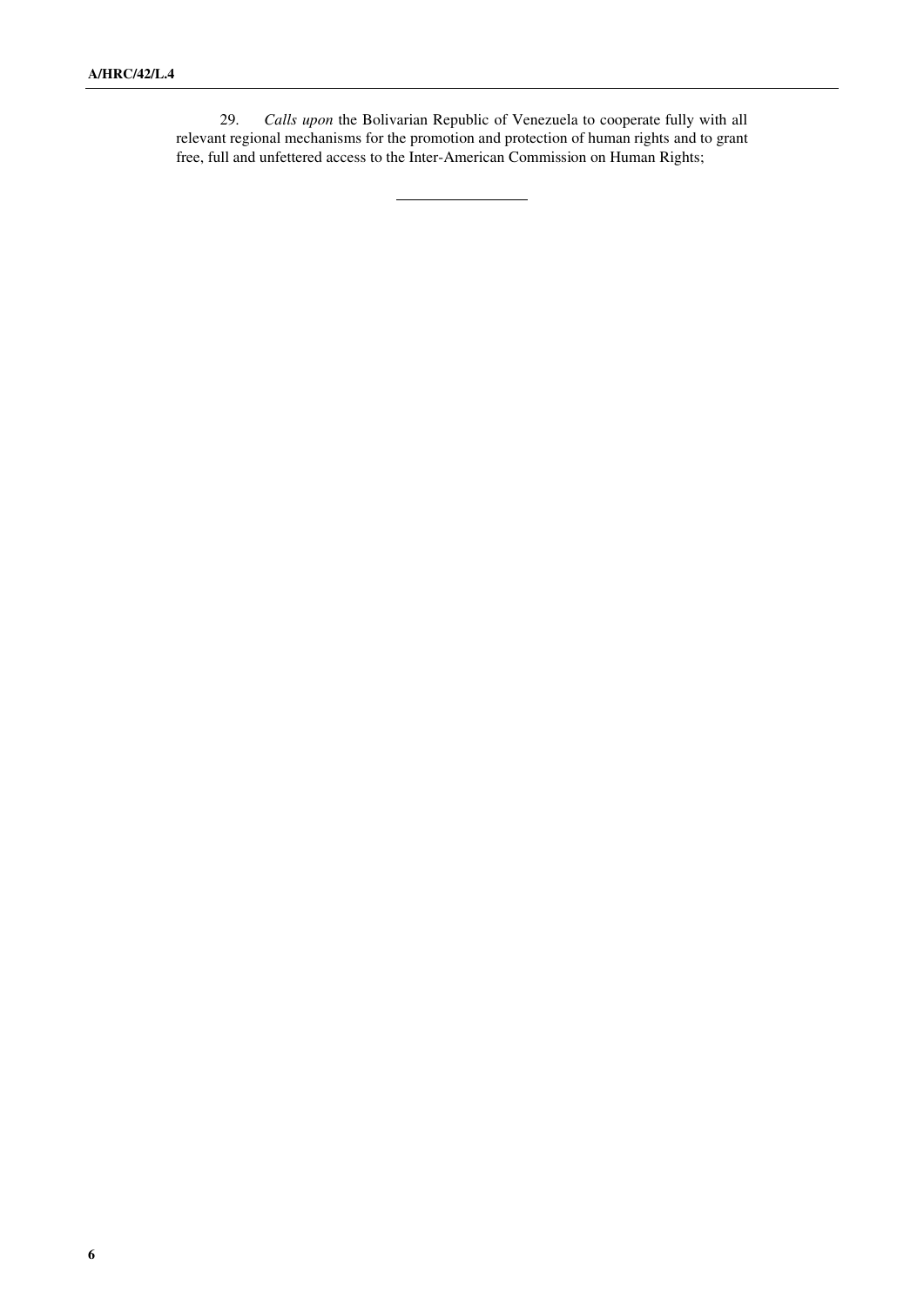29. *Calls upon* the Bolivarian Republic of Venezuela to cooperate fully with all relevant regional mechanisms for the promotion and protection of human rights and to grant free, full and unfettered access to the Inter-American Commission on Human Rights;